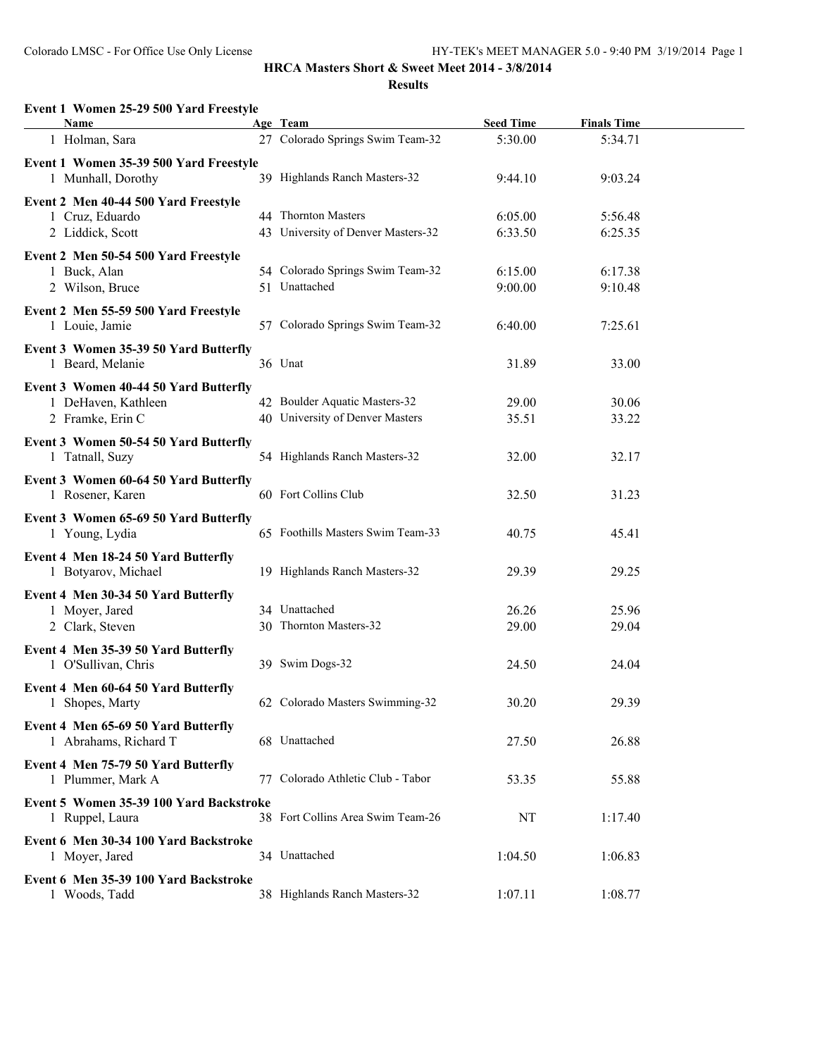**HRCA Masters Short & Sweet Meet 2014 - 3/8/2014**

**Results**

### Event 1 Women 25-29 500 Yard Freestyle

| Name | Age | Team | Seed Time | Finals Time |
|---|---|---|---|---|
| 1 Holman, Sara | 27 | Colorado Springs Swim Team-32 | 5:30.00 | 5:34.71 |

### Event 1 Women 35-39 500 Yard Freestyle

| Name | Age | Team | Seed Time | Finals Time |
|---|---|---|---|---|
| 1 Munhall, Dorothy | 39 | Highlands Ranch Masters-32 | 9:44.10 | 9:03.24 |

### Event 2 Men 40-44 500 Yard Freestyle

| Name | Age | Team | Seed Time | Finals Time |
|---|---|---|---|---|
| 1 Cruz, Eduardo | 44 | Thornton Masters | 6:05.00 | 5:56.48 |
| 2 Liddick, Scott | 43 | University of Denver Masters-32 | 6:33.50 | 6:25.35 |

### Event 2 Men 50-54 500 Yard Freestyle

| Name | Age | Team | Seed Time | Finals Time |
|---|---|---|---|---|
| 1 Buck, Alan | 54 | Colorado Springs Swim Team-32 | 6:15.00 | 6:17.38 |
| 2 Wilson, Bruce | 51 | Unattached | 9:00.00 | 9:10.48 |

### Event 2 Men 55-59 500 Yard Freestyle

| Name | Age | Team | Seed Time | Finals Time |
|---|---|---|---|---|
| 1 Louie, Jamie | 57 | Colorado Springs Swim Team-32 | 6:40.00 | 7:25.61 |

### Event 3 Women 35-39 50 Yard Butterfly

| Name | Age | Team | Seed Time | Finals Time |
|---|---|---|---|---|
| 1 Beard, Melanie | 36 | Unat | 31.89 | 33.00 |

### Event 3 Women 40-44 50 Yard Butterfly

| Name | Age | Team | Seed Time | Finals Time |
|---|---|---|---|---|
| 1 DeHaven, Kathleen | 42 | Boulder Aquatic Masters-32 | 29.00 | 30.06 |
| 2 Framke, Erin C | 40 | University of Denver Masters | 35.51 | 33.22 |

### Event 3 Women 50-54 50 Yard Butterfly

| Name | Age | Team | Seed Time | Finals Time |
|---|---|---|---|---|
| 1 Tatnall, Suzy | 54 | Highlands Ranch Masters-32 | 32.00 | 32.17 |

### Event 3 Women 60-64 50 Yard Butterfly

| Name | Age | Team | Seed Time | Finals Time |
|---|---|---|---|---|
| 1 Rosener, Karen | 60 | Fort Collins Club | 32.50 | 31.23 |

### Event 3 Women 65-69 50 Yard Butterfly

| Name | Age | Team | Seed Time | Finals Time |
|---|---|---|---|---|
| 1 Young, Lydia | 65 | Foothills Masters Swim Team-33 | 40.75 | 45.41 |

### Event 4 Men 18-24 50 Yard Butterfly

| Name | Age | Team | Seed Time | Finals Time |
|---|---|---|---|---|
| 1 Botyarov, Michael | 19 | Highlands Ranch Masters-32 | 29.39 | 29.25 |

### Event 4 Men 30-34 50 Yard Butterfly

| Name | Age | Team | Seed Time | Finals Time |
|---|---|---|---|---|
| 1 Moyer, Jared | 34 | Unattached | 26.26 | 25.96 |
| 2 Clark, Steven | 30 | Thornton Masters-32 | 29.00 | 29.04 |

### Event 4 Men 35-39 50 Yard Butterfly

| Name | Age | Team | Seed Time | Finals Time |
|---|---|---|---|---|
| 1 O'Sullivan, Chris | 39 | Swim Dogs-32 | 24.50 | 24.04 |

### Event 4 Men 60-64 50 Yard Butterfly

| Name | Age | Team | Seed Time | Finals Time |
|---|---|---|---|---|
| 1 Shopes, Marty | 62 | Colorado Masters Swimming-32 | 30.20 | 29.39 |

### Event 4 Men 65-69 50 Yard Butterfly

| Name | Age | Team | Seed Time | Finals Time |
|---|---|---|---|---|
| 1 Abrahams, Richard T | 68 | Unattached | 27.50 | 26.88 |

### Event 4 Men 75-79 50 Yard Butterfly

| Name | Age | Team | Seed Time | Finals Time |
|---|---|---|---|---|
| 1 Plummer, Mark A | 77 | Colorado Athletic Club - Tabor | 53.35 | 55.88 |

### Event 5 Women 35-39 100 Yard Backstroke

| Name | Age | Team | Seed Time | Finals Time |
|---|---|---|---|---|
| 1 Ruppel, Laura | 38 | Fort Collins Area Swim Team-26 | NT | 1:17.40 |

### Event 6 Men 30-34 100 Yard Backstroke

| Name | Age | Team | Seed Time | Finals Time |
|---|---|---|---|---|
| 1 Moyer, Jared | 34 | Unattached | 1:04.50 | 1:06.83 |

### Event 6 Men 35-39 100 Yard Backstroke

| Name | Age | Team | Seed Time | Finals Time |
|---|---|---|---|---|
| 1 Woods, Tadd | 38 | Highlands Ranch Masters-32 | 1:07.11 | 1:08.77 |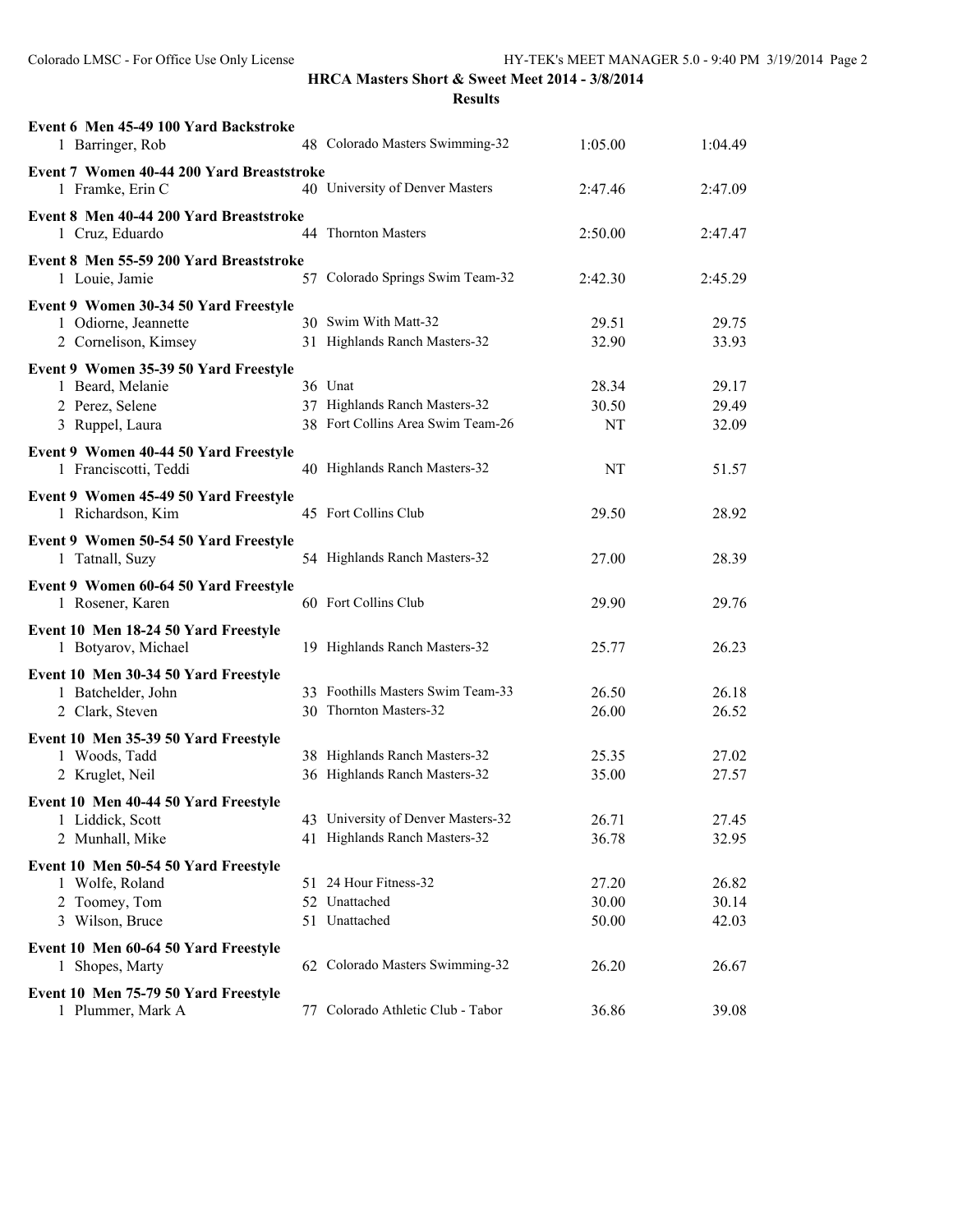# HRCA Masters Short & Sweet Meet 2014 - 3/8/2014

## Results

**Event 6 Men 45-49 100 Yard Backstroke**

| Place | Name | Age | Team | Seed Time | Finals Time |
|---|---|---|---|---|---|
| 1 | Barringer, Rob | 48 | Colorado Masters Swimming-32 | 1:05.00 | 1:04.49 |

**Event 7 Women 40-44 200 Yard Breaststroke**

| Place | Name | Age | Team | Seed Time | Finals Time |
|---|---|---|---|---|---|
| 1 | Framke, Erin C | 40 | University of Denver Masters | 2:47.46 | 2:47.09 |

**Event 8 Men 40-44 200 Yard Breaststroke**

| Place | Name | Age | Team | Seed Time | Finals Time |
|---|---|---|---|---|---|
| 1 | Cruz, Eduardo | 44 | Thornton Masters | 2:50.00 | 2:47.47 |

**Event 8 Men 55-59 200 Yard Breaststroke**

| Place | Name | Age | Team | Seed Time | Finals Time |
|---|---|---|---|---|---|
| 1 | Louie, Jamie | 57 | Colorado Springs Swim Team-32 | 2:42.30 | 2:45.29 |

**Event 9 Women 30-34 50 Yard Freestyle**

| Place | Name | Age | Team | Seed Time | Finals Time |
|---|---|---|---|---|---|
| 1 | Odiorne, Jeannette | 30 | Swim With Matt-32 | 29.51 | 29.75 |
| 2 | Cornelison, Kimsey | 31 | Highlands Ranch Masters-32 | 32.90 | 33.93 |

**Event 9 Women 35-39 50 Yard Freestyle**

| Place | Name | Age | Team | Seed Time | Finals Time |
|---|---|---|---|---|---|
| 1 | Beard, Melanie | 36 | Unat | 28.34 | 29.17 |
| 2 | Perez, Selene | 37 | Highlands Ranch Masters-32 | 30.50 | 29.49 |
| 3 | Ruppel, Laura | 38 | Fort Collins Area Swim Team-26 | NT | 32.09 |

**Event 9 Women 40-44 50 Yard Freestyle**

| Place | Name | Age | Team | Seed Time | Finals Time |
|---|---|---|---|---|---|
| 1 | Franciscotti, Teddi | 40 | Highlands Ranch Masters-32 | NT | 51.57 |

**Event 9 Women 45-49 50 Yard Freestyle**

| Place | Name | Age | Team | Seed Time | Finals Time |
|---|---|---|---|---|---|
| 1 | Richardson, Kim | 45 | Fort Collins Club | 29.50 | 28.92 |

**Event 9 Women 50-54 50 Yard Freestyle**

| Place | Name | Age | Team | Seed Time | Finals Time |
|---|---|---|---|---|---|
| 1 | Tatnall, Suzy | 54 | Highlands Ranch Masters-32 | 27.00 | 28.39 |

**Event 9 Women 60-64 50 Yard Freestyle**

| Place | Name | Age | Team | Seed Time | Finals Time |
|---|---|---|---|---|---|
| 1 | Rosener, Karen | 60 | Fort Collins Club | 29.90 | 29.76 |

**Event 10 Men 18-24 50 Yard Freestyle**

| Place | Name | Age | Team | Seed Time | Finals Time |
|---|---|---|---|---|---|
| 1 | Botyarov, Michael | 19 | Highlands Ranch Masters-32 | 25.77 | 26.23 |

**Event 10 Men 30-34 50 Yard Freestyle**

| Place | Name | Age | Team | Seed Time | Finals Time |
|---|---|---|---|---|---|
| 1 | Batchelder, John | 33 | Foothills Masters Swim Team-33 | 26.50 | 26.18 |
| 2 | Clark, Steven | 30 | Thornton Masters-32 | 26.00 | 26.52 |

**Event 10 Men 35-39 50 Yard Freestyle**

| Place | Name | Age | Team | Seed Time | Finals Time |
|---|---|---|---|---|---|
| 1 | Woods, Tadd | 38 | Highlands Ranch Masters-32 | 25.35 | 27.02 |
| 2 | Kruglet, Neil | 36 | Highlands Ranch Masters-32 | 35.00 | 27.57 |

**Event 10 Men 40-44 50 Yard Freestyle**

| Place | Name | Age | Team | Seed Time | Finals Time |
|---|---|---|---|---|---|
| 1 | Liddick, Scott | 43 | University of Denver Masters-32 | 26.71 | 27.45 |
| 2 | Munhall, Mike | 41 | Highlands Ranch Masters-32 | 36.78 | 32.95 |

**Event 10 Men 50-54 50 Yard Freestyle**

| Place | Name | Age | Team | Seed Time | Finals Time |
|---|---|---|---|---|---|
| 1 | Wolfe, Roland | 51 | 24 Hour Fitness-32 | 27.20 | 26.82 |
| 2 | Toomey, Tom | 52 | Unattached | 30.00 | 30.14 |
| 3 | Wilson, Bruce | 51 | Unattached | 50.00 | 42.03 |

**Event 10 Men 60-64 50 Yard Freestyle**

| Place | Name | Age | Team | Seed Time | Finals Time |
|---|---|---|---|---|---|
| 1 | Shopes, Marty | 62 | Colorado Masters Swimming-32 | 26.20 | 26.67 |

**Event 10 Men 75-79 50 Yard Freestyle**

| Place | Name | Age | Team | Seed Time | Finals Time |
|---|---|---|---|---|---|
| 1 | Plummer, Mark A | 77 | Colorado Athletic Club - Tabor | 36.86 | 39.08 |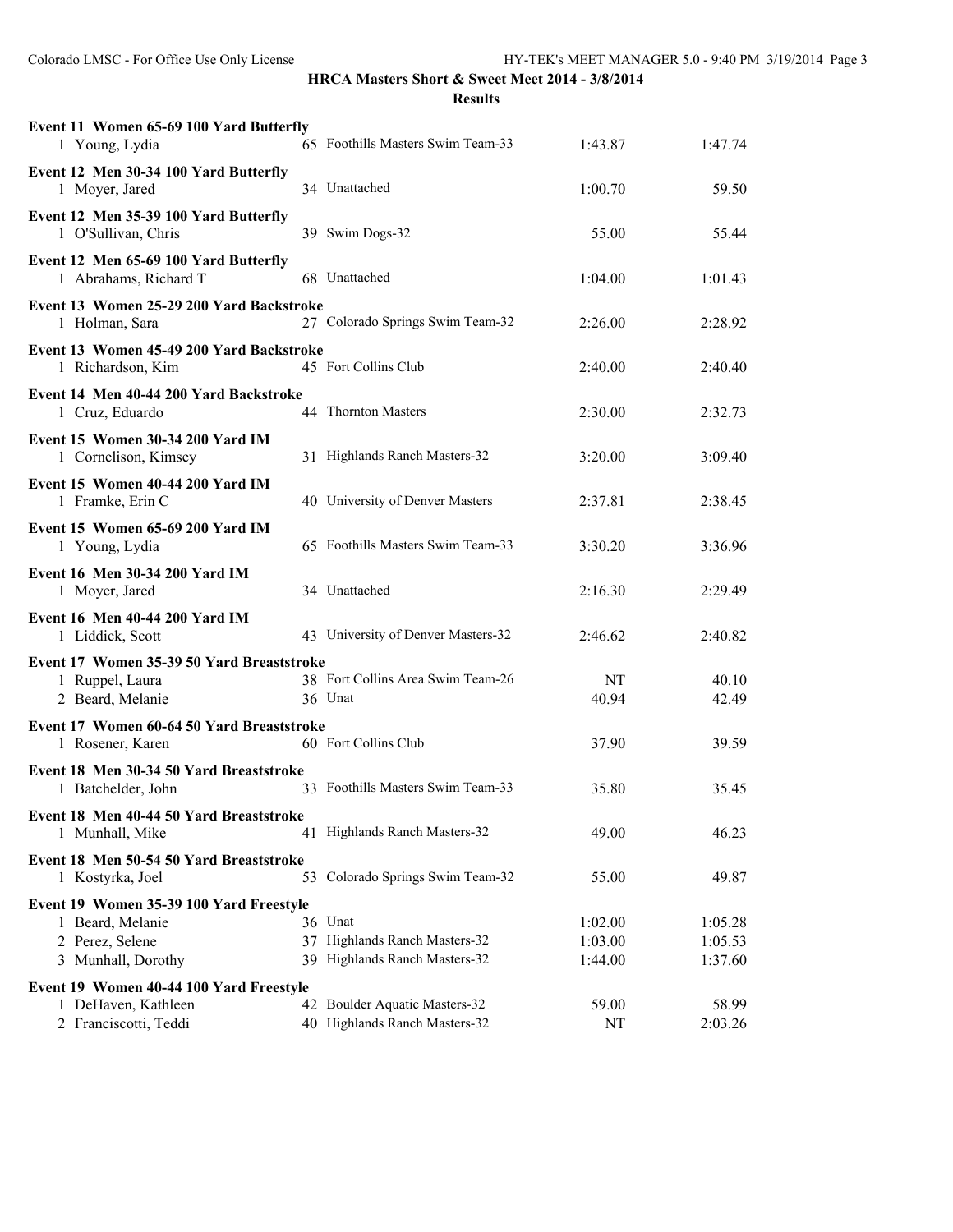## HRCA Masters Short & Sweet Meet 2014 - 3/8/2014

### Results

**Event 11 Women 65-69 100 Yard Butterfly**

| | Name | Age | Team | Seed Time | Finals Time |
|---|---|---|---|---|---|
| 1 | Young, Lydia | 65 | Foothills Masters Swim Team-33 | 1:43.87 | 1:47.74 |

**Event 12 Men 30-34 100 Yard Butterfly**

| | Name | Age | Team | Seed Time | Finals Time |
|---|---|---|---|---|---|
| 1 | Moyer, Jared | 34 | Unattached | 1:00.70 | 59.50 |

**Event 12 Men 35-39 100 Yard Butterfly**

| | Name | Age | Team | Seed Time | Finals Time |
|---|---|---|---|---|---|
| 1 | O'Sullivan, Chris | 39 | Swim Dogs-32 | 55.00 | 55.44 |

**Event 12 Men 65-69 100 Yard Butterfly**

| | Name | Age | Team | Seed Time | Finals Time |
|---|---|---|---|---|---|
| 1 | Abrahams, Richard T | 68 | Unattached | 1:04.00 | 1:01.43 |

**Event 13 Women 25-29 200 Yard Backstroke**

| | Name | Age | Team | Seed Time | Finals Time |
|---|---|---|---|---|---|
| 1 | Holman, Sara | 27 | Colorado Springs Swim Team-32 | 2:26.00 | 2:28.92 |

**Event 13 Women 45-49 200 Yard Backstroke**

| | Name | Age | Team | Seed Time | Finals Time |
|---|---|---|---|---|---|
| 1 | Richardson, Kim | 45 | Fort Collins Club | 2:40.00 | 2:40.40 |

**Event 14 Men 40-44 200 Yard Backstroke**

| | Name | Age | Team | Seed Time | Finals Time |
|---|---|---|---|---|---|
| 1 | Cruz, Eduardo | 44 | Thornton Masters | 2:30.00 | 2:32.73 |

**Event 15 Women 30-34 200 Yard IM**

| | Name | Age | Team | Seed Time | Finals Time |
|---|---|---|---|---|---|
| 1 | Cornelison, Kimsey | 31 | Highlands Ranch Masters-32 | 3:20.00 | 3:09.40 |

**Event 15 Women 40-44 200 Yard IM**

| | Name | Age | Team | Seed Time | Finals Time |
|---|---|---|---|---|---|
| 1 | Framke, Erin C | 40 | University of Denver Masters | 2:37.81 | 2:38.45 |

**Event 15 Women 65-69 200 Yard IM**

| | Name | Age | Team | Seed Time | Finals Time |
|---|---|---|---|---|---|
| 1 | Young, Lydia | 65 | Foothills Masters Swim Team-33 | 3:30.20 | 3:36.96 |

**Event 16 Men 30-34 200 Yard IM**

| | Name | Age | Team | Seed Time | Finals Time |
|---|---|---|---|---|---|
| 1 | Moyer, Jared | 34 | Unattached | 2:16.30 | 2:29.49 |

**Event 16 Men 40-44 200 Yard IM**

| | Name | Age | Team | Seed Time | Finals Time |
|---|---|---|---|---|---|
| 1 | Liddick, Scott | 43 | University of Denver Masters-32 | 2:46.62 | 2:40.82 |

**Event 17 Women 35-39 50 Yard Breaststroke**

| | Name | Age | Team | Seed Time | Finals Time |
|---|---|---|---|---|---|
| 1 | Ruppel, Laura | 38 | Fort Collins Area Swim Team-26 | NT | 40.10 |
| 2 | Beard, Melanie | 36 | Unat | 40.94 | 42.49 |

**Event 17 Women 60-64 50 Yard Breaststroke**

| | Name | Age | Team | Seed Time | Finals Time |
|---|---|---|---|---|---|
| 1 | Rosener, Karen | 60 | Fort Collins Club | 37.90 | 39.59 |

**Event 18 Men 30-34 50 Yard Breaststroke**

| | Name | Age | Team | Seed Time | Finals Time |
|---|---|---|---|---|---|
| 1 | Batchelder, John | 33 | Foothills Masters Swim Team-33 | 35.80 | 35.45 |

**Event 18 Men 40-44 50 Yard Breaststroke**

| | Name | Age | Team | Seed Time | Finals Time |
|---|---|---|---|---|---|
| 1 | Munhall, Mike | 41 | Highlands Ranch Masters-32 | 49.00 | 46.23 |

**Event 18 Men 50-54 50 Yard Breaststroke**

| | Name | Age | Team | Seed Time | Finals Time |
|---|---|---|---|---|---|
| 1 | Kostyrka, Joel | 53 | Colorado Springs Swim Team-32 | 55.00 | 49.87 |

**Event 19 Women 35-39 100 Yard Freestyle**

| | Name | Age | Team | Seed Time | Finals Time |
|---|---|---|---|---|---|
| 1 | Beard, Melanie | 36 | Unat | 1:02.00 | 1:05.28 |
| 2 | Perez, Selene | 37 | Highlands Ranch Masters-32 | 1:03.00 | 1:05.53 |
| 3 | Munhall, Dorothy | 39 | Highlands Ranch Masters-32 | 1:44.00 | 1:37.60 |

**Event 19 Women 40-44 100 Yard Freestyle**

| | Name | Age | Team | Seed Time | Finals Time |
|---|---|---|---|---|---|
| 1 | DeHaven, Kathleen | 42 | Boulder Aquatic Masters-32 | 59.00 | 58.99 |
| 2 | Franciscotti, Teddi | 40 | Highlands Ranch Masters-32 | NT | 2:03.26 |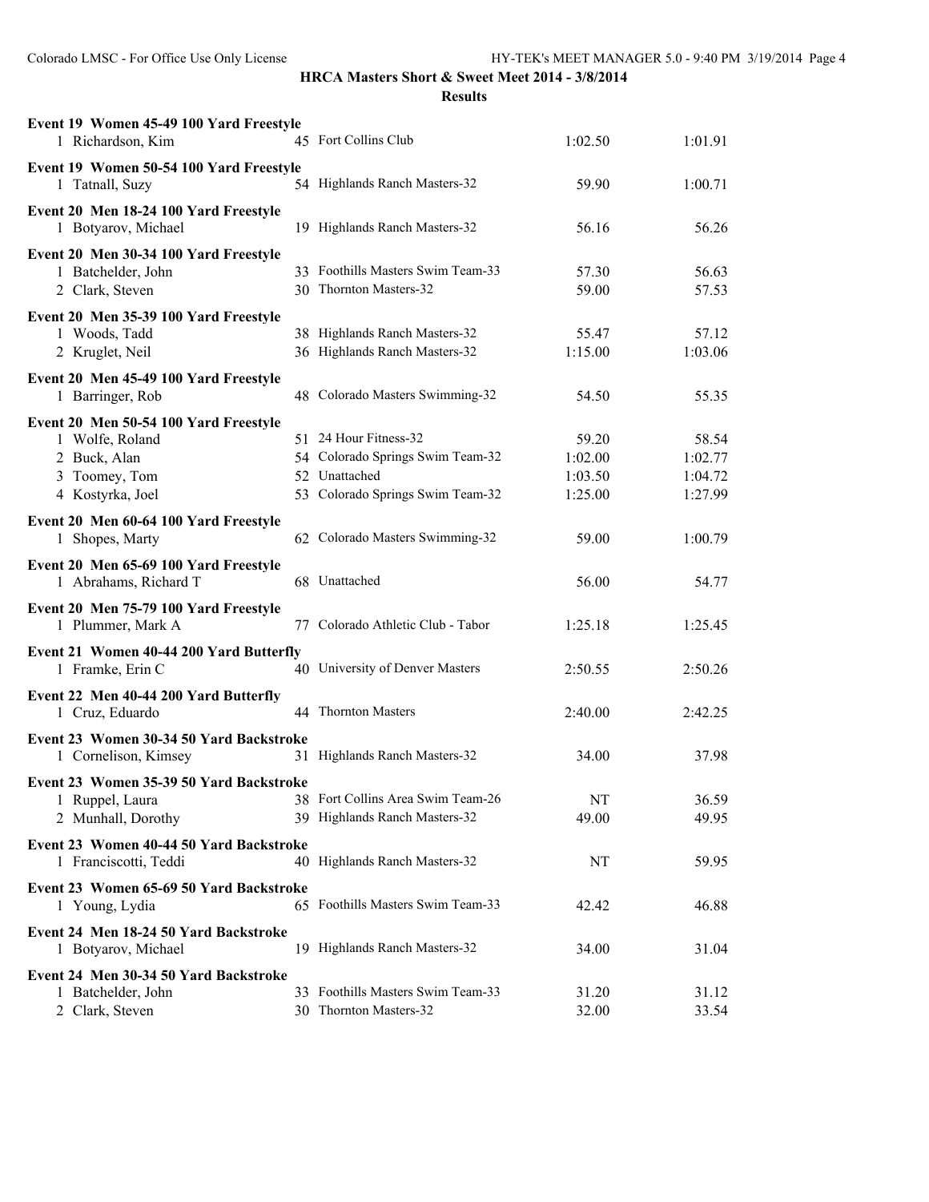**HRCA Masters Short & Sweet Meet 2014 - 3/8/2014**

**Results**

**Event 19 Women 45-49 100 Yard Freestyle**

| | Name | Age | Team | Seed Time | Finals Time |
|---|---|---|---|---|---|
| 1 | Richardson, Kim | 45 | Fort Collins Club | 1:02.50 | 1:01.91 |

**Event 19 Women 50-54 100 Yard Freestyle**

| | Name | Age | Team | Seed Time | Finals Time |
|---|---|---|---|---|---|
| 1 | Tatnall, Suzy | 54 | Highlands Ranch Masters-32 | 59.90 | 1:00.71 |

**Event 20 Men 18-24 100 Yard Freestyle**

| | Name | Age | Team | Seed Time | Finals Time |
|---|---|---|---|---|---|
| 1 | Botyarov, Michael | 19 | Highlands Ranch Masters-32 | 56.16 | 56.26 |

**Event 20 Men 30-34 100 Yard Freestyle**

| | Name | Age | Team | Seed Time | Finals Time |
|---|---|---|---|---|---|
| 1 | Batchelder, John | 33 | Foothills Masters Swim Team-33 | 57.30 | 56.63 |
| 2 | Clark, Steven | 30 | Thornton Masters-32 | 59.00 | 57.53 |

**Event 20 Men 35-39 100 Yard Freestyle**

| | Name | Age | Team | Seed Time | Finals Time |
|---|---|---|---|---|---|
| 1 | Woods, Tadd | 38 | Highlands Ranch Masters-32 | 55.47 | 57.12 |
| 2 | Kruglet, Neil | 36 | Highlands Ranch Masters-32 | 1:15.00 | 1:03.06 |

**Event 20 Men 45-49 100 Yard Freestyle**

| | Name | Age | Team | Seed Time | Finals Time |
|---|---|---|---|---|---|
| 1 | Barringer, Rob | 48 | Colorado Masters Swimming-32 | 54.50 | 55.35 |

**Event 20 Men 50-54 100 Yard Freestyle**

| | Name | Age | Team | Seed Time | Finals Time |
|---|---|---|---|---|---|
| 1 | Wolfe, Roland | 51 | 24 Hour Fitness-32 | 59.20 | 58.54 |
| 2 | Buck, Alan | 54 | Colorado Springs Swim Team-32 | 1:02.00 | 1:02.77 |
| 3 | Toomey, Tom | 52 | Unattached | 1:03.50 | 1:04.72 |
| 4 | Kostyrka, Joel | 53 | Colorado Springs Swim Team-32 | 1:25.00 | 1:27.99 |

**Event 20 Men 60-64 100 Yard Freestyle**

| | Name | Age | Team | Seed Time | Finals Time |
|---|---|---|---|---|---|
| 1 | Shopes, Marty | 62 | Colorado Masters Swimming-32 | 59.00 | 1:00.79 |

**Event 20 Men 65-69 100 Yard Freestyle**

| | Name | Age | Team | Seed Time | Finals Time |
|---|---|---|---|---|---|
| 1 | Abrahams, Richard T | 68 | Unattached | 56.00 | 54.77 |

**Event 20 Men 75-79 100 Yard Freestyle**

| | Name | Age | Team | Seed Time | Finals Time |
|---|---|---|---|---|---|
| 1 | Plummer, Mark A | 77 | Colorado Athletic Club - Tabor | 1:25.18 | 1:25.45 |

**Event 21 Women 40-44 200 Yard Butterfly**

| | Name | Age | Team | Seed Time | Finals Time |
|---|---|---|---|---|---|
| 1 | Framke, Erin C | 40 | University of Denver Masters | 2:50.55 | 2:50.26 |

**Event 22 Men 40-44 200 Yard Butterfly**

| | Name | Age | Team | Seed Time | Finals Time |
|---|---|---|---|---|---|
| 1 | Cruz, Eduardo | 44 | Thornton Masters | 2:40.00 | 2:42.25 |

**Event 23 Women 30-34 50 Yard Backstroke**

| | Name | Age | Team | Seed Time | Finals Time |
|---|---|---|---|---|---|
| 1 | Cornelison, Kimsey | 31 | Highlands Ranch Masters-32 | 34.00 | 37.98 |

**Event 23 Women 35-39 50 Yard Backstroke**

| | Name | Age | Team | Seed Time | Finals Time |
|---|---|---|---|---|---|
| 1 | Ruppel, Laura | 38 | Fort Collins Area Swim Team-26 | NT | 36.59 |
| 2 | Munhall, Dorothy | 39 | Highlands Ranch Masters-32 | 49.00 | 49.95 |

**Event 23 Women 40-44 50 Yard Backstroke**

| | Name | Age | Team | Seed Time | Finals Time |
|---|---|---|---|---|---|
| 1 | Franciscotti, Teddi | 40 | Highlands Ranch Masters-32 | NT | 59.95 |

**Event 23 Women 65-69 50 Yard Backstroke**

| | Name | Age | Team | Seed Time | Finals Time |
|---|---|---|---|---|---|
| 1 | Young, Lydia | 65 | Foothills Masters Swim Team-33 | 42.42 | 46.88 |

**Event 24 Men 18-24 50 Yard Backstroke**

| | Name | Age | Team | Seed Time | Finals Time |
|---|---|---|---|---|---|
| 1 | Botyarov, Michael | 19 | Highlands Ranch Masters-32 | 34.00 | 31.04 |

**Event 24 Men 30-34 50 Yard Backstroke**

| | Name | Age | Team | Seed Time | Finals Time |
|---|---|---|---|---|---|
| 1 | Batchelder, John | 33 | Foothills Masters Swim Team-33 | 31.20 | 31.12 |
| 2 | Clark, Steven | 30 | Thornton Masters-32 | 32.00 | 33.54 |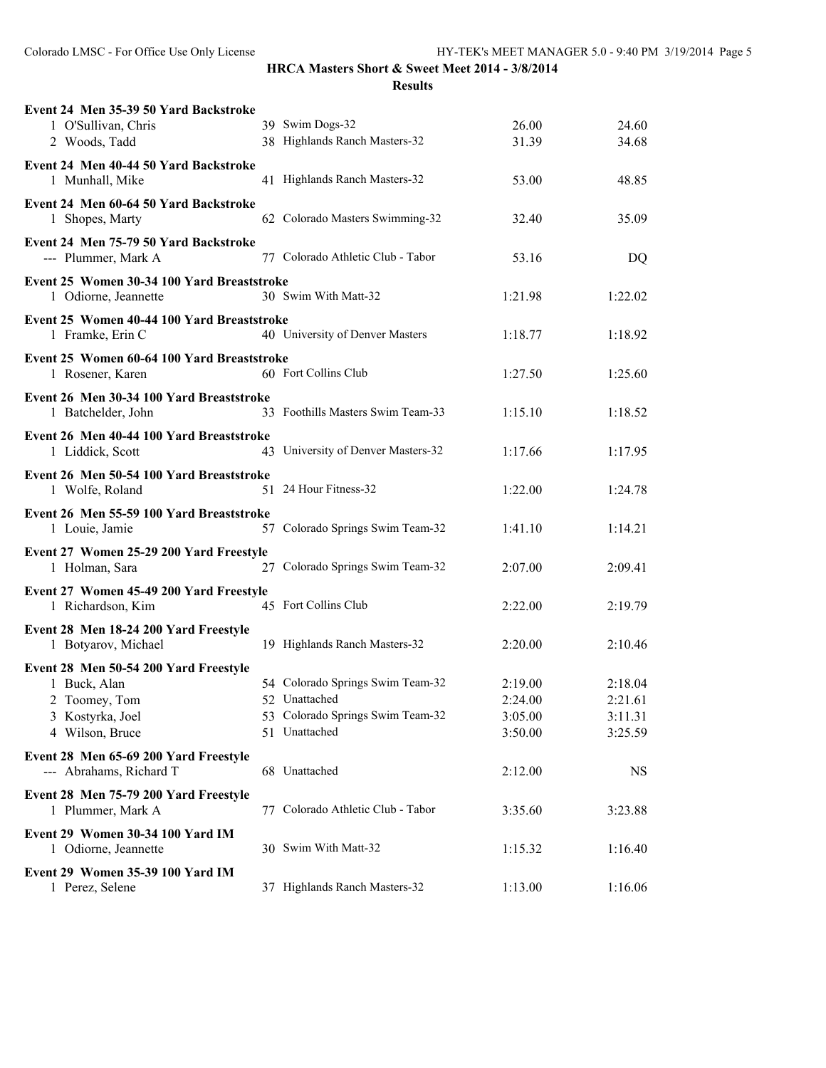## HRCA Masters Short & Sweet Meet 2014 - 3/8/2014

### Results

**Event 24 Men 35-39 50 Yard Backstroke**

| | Name | Age | Team | Seed Time | Finals Time |
|---|---|---|---|---|---|
| 1 | O'Sullivan, Chris | 39 | Swim Dogs-32 | 26.00 | 24.60 |
| 2 | Woods, Tadd | 38 | Highlands Ranch Masters-32 | 31.39 | 34.68 |

**Event 24 Men 40-44 50 Yard Backstroke**

| | Name | Age | Team | Seed Time | Finals Time |
|---|---|---|---|---|---|
| 1 | Munhall, Mike | 41 | Highlands Ranch Masters-32 | 53.00 | 48.85 |

**Event 24 Men 60-64 50 Yard Backstroke**

| | Name | Age | Team | Seed Time | Finals Time |
|---|---|---|---|---|---|
| 1 | Shopes, Marty | 62 | Colorado Masters Swimming-32 | 32.40 | 35.09 |

**Event 24 Men 75-79 50 Yard Backstroke**

| | Name | Age | Team | Seed Time | Finals Time |
|---|---|---|---|---|---|
| --- | Plummer, Mark A | 77 | Colorado Athletic Club - Tabor | 53.16 | DQ |

**Event 25 Women 30-34 100 Yard Breaststroke**

| | Name | Age | Team | Seed Time | Finals Time |
|---|---|---|---|---|---|
| 1 | Odiorne, Jeannette | 30 | Swim With Matt-32 | 1:21.98 | 1:22.02 |

**Event 25 Women 40-44 100 Yard Breaststroke**

| | Name | Age | Team | Seed Time | Finals Time |
|---|---|---|---|---|---|
| 1 | Framke, Erin C | 40 | University of Denver Masters | 1:18.77 | 1:18.92 |

**Event 25 Women 60-64 100 Yard Breaststroke**

| | Name | Age | Team | Seed Time | Finals Time |
|---|---|---|---|---|---|
| 1 | Rosener, Karen | 60 | Fort Collins Club | 1:27.50 | 1:25.60 |

**Event 26 Men 30-34 100 Yard Breaststroke**

| | Name | Age | Team | Seed Time | Finals Time |
|---|---|---|---|---|---|
| 1 | Batchelder, John | 33 | Foothills Masters Swim Team-33 | 1:15.10 | 1:18.52 |

**Event 26 Men 40-44 100 Yard Breaststroke**

| | Name | Age | Team | Seed Time | Finals Time |
|---|---|---|---|---|---|
| 1 | Liddick, Scott | 43 | University of Denver Masters-32 | 1:17.66 | 1:17.95 |

**Event 26 Men 50-54 100 Yard Breaststroke**

| | Name | Age | Team | Seed Time | Finals Time |
|---|---|---|---|---|---|
| 1 | Wolfe, Roland | 51 | 24 Hour Fitness-32 | 1:22.00 | 1:24.78 |

**Event 26 Men 55-59 100 Yard Breaststroke**

| | Name | Age | Team | Seed Time | Finals Time |
|---|---|---|---|---|---|
| 1 | Louie, Jamie | 57 | Colorado Springs Swim Team-32 | 1:41.10 | 1:14.21 |

**Event 27 Women 25-29 200 Yard Freestyle**

| | Name | Age | Team | Seed Time | Finals Time |
|---|---|---|---|---|---|
| 1 | Holman, Sara | 27 | Colorado Springs Swim Team-32 | 2:07.00 | 2:09.41 |

**Event 27 Women 45-49 200 Yard Freestyle**

| | Name | Age | Team | Seed Time | Finals Time |
|---|---|---|---|---|---|
| 1 | Richardson, Kim | 45 | Fort Collins Club | 2:22.00 | 2:19.79 |

**Event 28 Men 18-24 200 Yard Freestyle**

| | Name | Age | Team | Seed Time | Finals Time |
|---|---|---|---|---|---|
| 1 | Botyarov, Michael | 19 | Highlands Ranch Masters-32 | 2:20.00 | 2:10.46 |

**Event 28 Men 50-54 200 Yard Freestyle**

| | Name | Age | Team | Seed Time | Finals Time |
|---|---|---|---|---|---|
| 1 | Buck, Alan | 54 | Colorado Springs Swim Team-32 | 2:19.00 | 2:18.04 |
| 2 | Toomey, Tom | 52 | Unattached | 2:24.00 | 2:21.61 |
| 3 | Kostyrka, Joel | 53 | Colorado Springs Swim Team-32 | 3:05.00 | 3:11.31 |
| 4 | Wilson, Bruce | 51 | Unattached | 3:50.00 | 3:25.59 |

**Event 28 Men 65-69 200 Yard Freestyle**

| | Name | Age | Team | Seed Time | Finals Time |
|---|---|---|---|---|---|
| --- | Abrahams, Richard T | 68 | Unattached | 2:12.00 | NS |

**Event 28 Men 75-79 200 Yard Freestyle**

| | Name | Age | Team | Seed Time | Finals Time |
|---|---|---|---|---|---|
| 1 | Plummer, Mark A | 77 | Colorado Athletic Club - Tabor | 3:35.60 | 3:23.88 |

**Event 29 Women 30-34 100 Yard IM**

| | Name | Age | Team | Seed Time | Finals Time |
|---|---|---|---|---|---|
| 1 | Odiorne, Jeannette | 30 | Swim With Matt-32 | 1:15.32 | 1:16.40 |

**Event 29 Women 35-39 100 Yard IM**

| | Name | Age | Team | Seed Time | Finals Time |
|---|---|---|---|---|---|
| 1 | Perez, Selene | 37 | Highlands Ranch Masters-32 | 1:13.00 | 1:16.06 |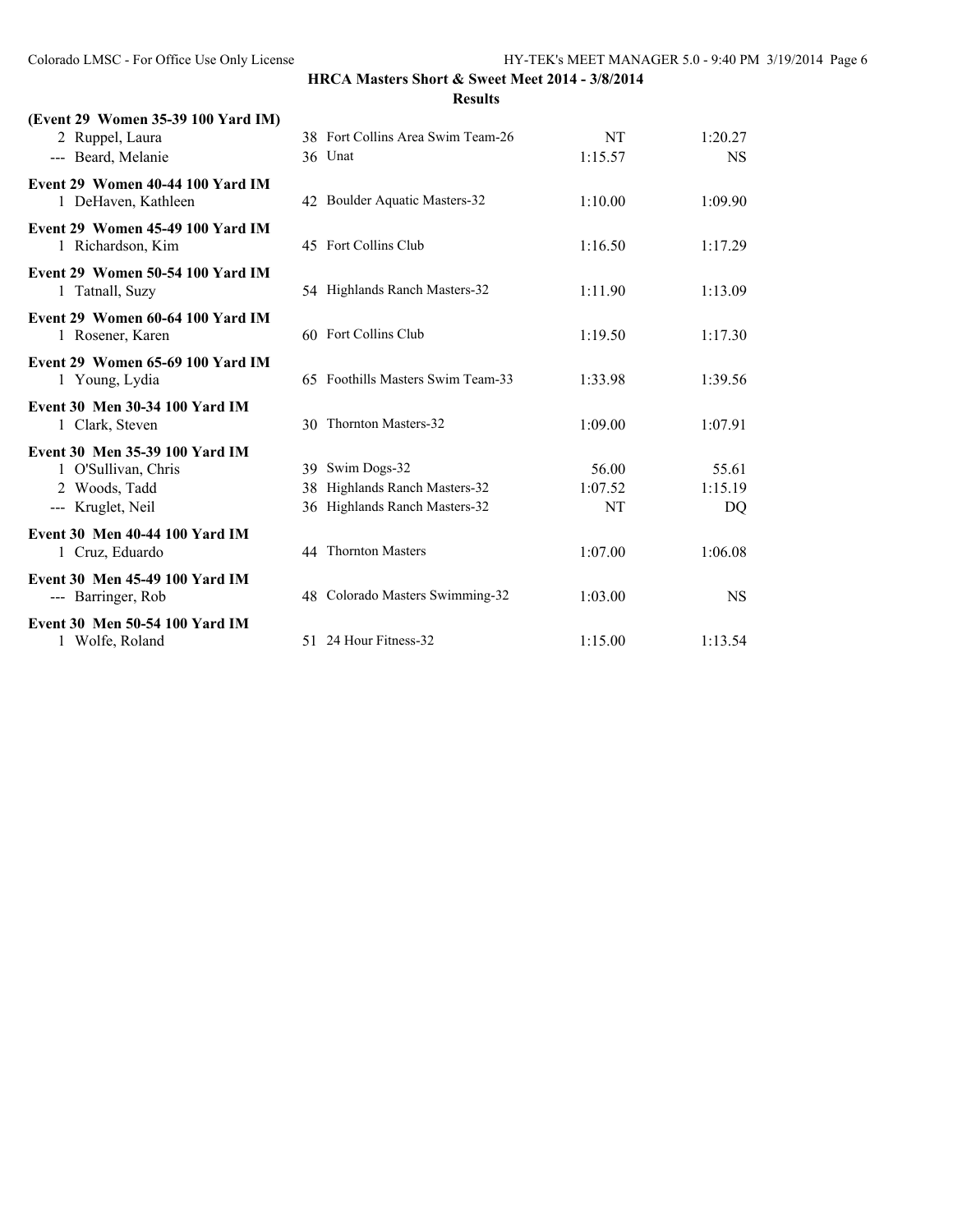**HRCA Masters Short & Sweet Meet 2014 - 3/8/2014**

**Results**

**(Event 29 Women 35-39 100 Yard IM)**

| | | | | | |
|---|---|---|---|---|---|
| 2 | Ruppel, Laura | 38 | Fort Collins Area Swim Team-26 | NT | 1:20.27 |
| --- | Beard, Melanie | 36 | Unat | 1:15.57 | NS |

**Event 29 Women 40-44 100 Yard IM**

| | | | | | |
|---|---|---|---|---|---|
| 1 | DeHaven, Kathleen | 42 | Boulder Aquatic Masters-32 | 1:10.00 | 1:09.90 |

**Event 29 Women 45-49 100 Yard IM**

| | | | | | |
|---|---|---|---|---|---|
| 1 | Richardson, Kim | 45 | Fort Collins Club | 1:16.50 | 1:17.29 |

**Event 29 Women 50-54 100 Yard IM**

| | | | | | |
|---|---|---|---|---|---|
| 1 | Tatnall, Suzy | 54 | Highlands Ranch Masters-32 | 1:11.90 | 1:13.09 |

**Event 29 Women 60-64 100 Yard IM**

| | | | | | |
|---|---|---|---|---|---|
| 1 | Rosener, Karen | 60 | Fort Collins Club | 1:19.50 | 1:17.30 |

**Event 29 Women 65-69 100 Yard IM**

| | | | | | |
|---|---|---|---|---|---|
| 1 | Young, Lydia | 65 | Foothills Masters Swim Team-33 | 1:33.98 | 1:39.56 |

**Event 30 Men 30-34 100 Yard IM**

| | | | | | |
|---|---|---|---|---|---|
| 1 | Clark, Steven | 30 | Thornton Masters-32 | 1:09.00 | 1:07.91 |

**Event 30 Men 35-39 100 Yard IM**

| | | | | | |
|---|---|---|---|---|---|
| 1 | O'Sullivan, Chris | 39 | Swim Dogs-32 | 56.00 | 55.61 |
| 2 | Woods, Tadd | 38 | Highlands Ranch Masters-32 | 1:07.52 | 1:15.19 |
| --- | Kruglet, Neil | 36 | Highlands Ranch Masters-32 | NT | DQ |

**Event 30 Men 40-44 100 Yard IM**

| | | | | | |
|---|---|---|---|---|---|
| 1 | Cruz, Eduardo | 44 | Thornton Masters | 1:07.00 | 1:06.08 |

**Event 30 Men 45-49 100 Yard IM**

| | | | | | |
|---|---|---|---|---|---|
| --- | Barringer, Rob | 48 | Colorado Masters Swimming-32 | 1:03.00 | NS |

**Event 30 Men 50-54 100 Yard IM**

| | | | | | |
|---|---|---|---|---|---|
| 1 | Wolfe, Roland | 51 | 24 Hour Fitness-32 | 1:15.00 | 1:13.54 |